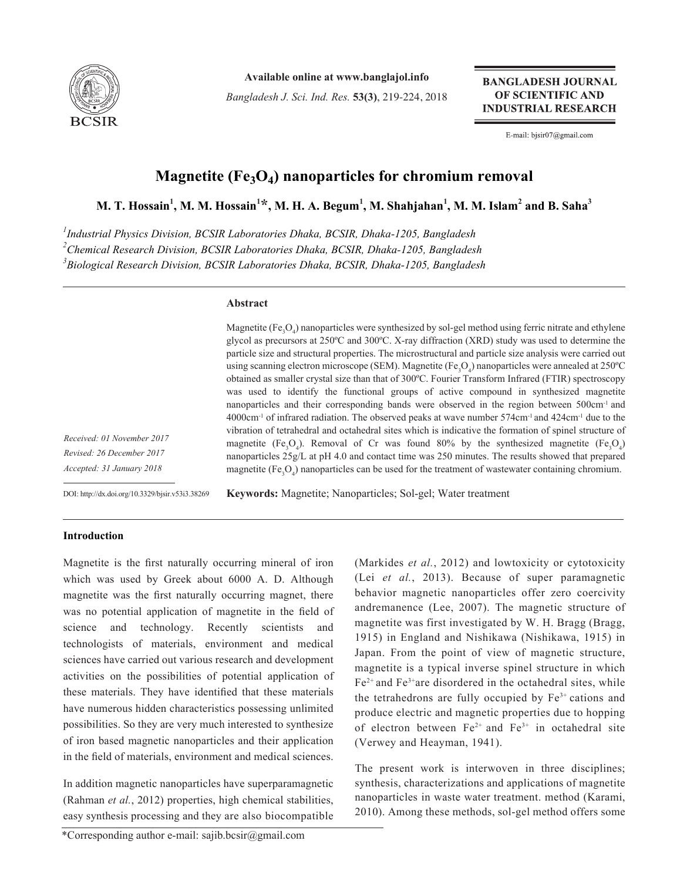# Magnetite ($Fe_3O_4$) nanoparticles for chromium removal

**M. T. Hossain[1], M. M. Hossain[1]*, M. H. A. Begum[1], M. Shahjahan[1], M. M. Islam[2] and B. Saha[3]**

[1]*Industrial Physics Division, BCSIR Laboratories Dhaka, BCSIR, Dhaka-1205, Bangladesh*
[2]*Chemical Research Division, BCSIR Laboratories Dhaka, BCSIR, Dhaka-1205, Bangladesh*
[3]*Biological Research Division, BCSIR Laboratories Dhaka, BCSIR, Dhaka-1205, Bangladesh*

## Abstract

Magnetite ($Fe_3O_4$) nanoparticles were synthesized by sol-gel method using ferric nitrate and ethylene glycol as precursors at 250ºC and 300ºC. X-ray diffraction (XRD) study was used to determine the particle size and structural properties. The microstructural and particle size analysis were carried out using scanning electron microscope (SEM). Magnetite ($Fe_3O_4$) nanoparticles were annealed at 250ºC obtained as smaller crystal size than that of 300ºC. Fourier Transform Infrared (FTIR) spectroscopy was used to identify the functional groups of active compound in synthesized magnetite nanoparticles and their corresponding bands were observed in the region between 500cm$^{-1}$ and 4000cm$^{-1}$ of infrared radiation. The observed peaks at wave number 574cm$^{-1}$ and 424cm$^{-1}$ due to the vibration of tetrahedral and octahedral sites which is indicative the formation of spinel structure of magnetite ($Fe_3O_4$). Removal of Cr was found 80% by the synthesized magnetite ($Fe_3O_4$) nanoparticles 25g/L at pH 4.0 and contact time was 250 minutes. The results showed that prepared magnetite ($Fe_3O_4$) nanoparticles can be used for the treatment of wastewater containing chromium.

*Received: 01 November 2017*
*Revised: 26 December 2017*
*Accepted: 31 January 2018*

DOI: http://dx.doi.org/10.3329/bjsir.v53i3.38269

**Keywords:** Magnetite; Nanoparticles; Sol-gel; Water treatment

## Introduction

Magnetite is the first naturally occurring mineral of iron which was used by Greek about 6000 A. D. Although magnetite was the first naturally occurring magnet, there was no potential application of magnetite in the field of science and technology. Recently scientists and technologists of materials, environment and medical sciences have carried out various research and development activities on the possibilities of potential application of these materials. They have identified that these materials have numerous hidden characteristics possessing unlimited possibilities. So they are very much interested to synthesize of iron based magnetic nanoparticles and their application in the field of materials, environment and medical sciences.

In addition magnetic nanoparticles have superparamagnetic (Rahman *et al.*, 2012) properties, high chemical stabilities, easy synthesis processing and they are also biocompatible (Markides *et al.*, 2012) and lowtoxicity or cytotoxicity (Lei *et al.*, 2013). Because of super paramagnetic behavior magnetic nanoparticles offer zero coercivity andremanence (Lee, 2007). The magnetic structure of magnetite was first investigated by W. H. Bragg (Bragg, 1915) in England and Nishikawa (Nishikawa, 1915) in Japan. From the point of view of magnetic structure, magnetite is a typical inverse spinel structure in which $Fe^{2+}$ and $Fe^{3+}$are disordered in the octahedral sites, while the tetrahedrons are fully occupied by $Fe^{3+}$ cations and produce electric and magnetic properties due to hopping of electron between $Fe^{2+}$ and $Fe^{3+}$ in octahedral site (Verwey and Heayman, 1941).

The present work is interwoven in three disciplines; synthesis, characterizations and applications of magnetite nanoparticles in waste water treatment. method (Karami, 2010). Among these methods, sol-gel method offers some

*Corresponding author e-mail: sajib.bcsir@gmail.com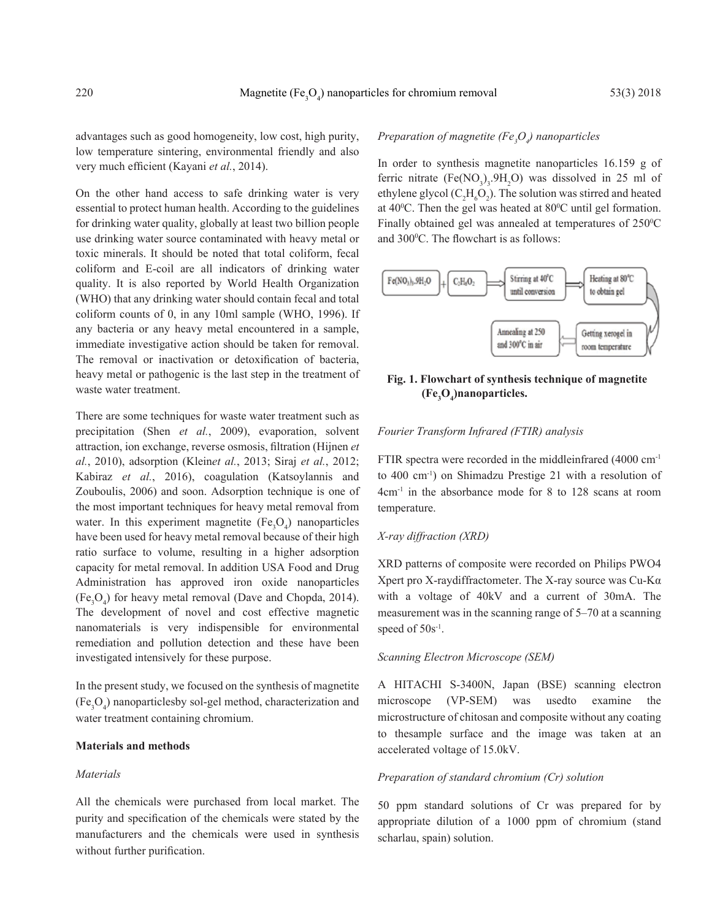advantages such as good homogeneity, low cost, high purity, low temperature sintering, environmental friendly and also very much efficient (Kayani *et al.*, 2014).

On the other hand access to safe drinking water is very essential to protect human health. According to the guidelines for drinking water quality, globally at least two billion people use drinking water source contaminated with heavy metal or toxic minerals. It should be noted that total coliform, fecal coliform and E-coil are all indicators of drinking water quality. It is also reported by World Health Organization (WHO) that any drinking water should contain fecal and total coliform counts of 0, in any 10ml sample (WHO, 1996). If any bacteria or any heavy metal encountered in a sample, immediate investigative action should be taken for removal. The removal or inactivation or detoxification of bacteria, heavy metal or pathogenic is the last step in the treatment of waste water treatment.

There are some techniques for waste water treatment such as precipitation (Shen *et al.*, 2009), evaporation, solvent attraction, ion exchange, reverse osmosis, filtration (Hijnen *et al.*, 2010), adsorption (Klein*et al.*, 2013; Siraj *et al.*, 2012; Kabiraz *et al.*, 2016), coagulation (Katsoylannis and Zouboulis, 2006) and soon. Adsorption technique is one of the most important techniques for heavy metal removal from water. In this experiment magnetite ($Fe_3O_4$) nanoparticles have been used for heavy metal removal because of their high ratio surface to volume, resulting in a higher adsorption capacity for metal removal. In addition USA Food and Drug Administration has approved iron oxide nanoparticles ($Fe_3O_4$) for heavy metal removal (Dave and Chopda, 2014). The development of novel and cost effective magnetic nanomaterials is very indispensible for environmental remediation and pollution detection and these have been investigated intensively for these purpose.

In the present study, we focused on the synthesis of magnetite ($Fe_3O_4$) nanoparticlesby sol-gel method, characterization and water treatment containing chromium.

## Materials and methods

### *Materials*

All the chemicals were purchased from local market. The purity and specification of the chemicals were stated by the manufacturers and the chemicals were used in synthesis without further purification.

### *Preparation of magnetite ($Fe_3O_4$) nanoparticles*

In order to synthesis magnetite nanoparticles 16.159 g of ferric nitrate ($Fe(NO_3)_3.9H_2O$) was dissolved in 25 ml of ethylene glycol ($C_2H_6O_2$). The solution was stirred and heated at 40$^0$C. Then the gel was heated at 80$^0$C until gel formation. Finally obtained gel was annealed at temperatures of 250$^0$C and 300$^0$C. The flowchart is as follows:

$Fe(NO_3)_3.9H_2O$ + $C_2H_6O_2$ → Stirring at 40$^0$C until conversion → Heating at 80$^0$C to obtain gel → Getting xerogel in room temperature → Annealing at 250 and 300$^0$C in air

**Fig. 1. Flowchart of synthesis technique of magnetite ($Fe_3O_4$)nanoparticles.**

### *Fourier Transform Infrared (FTIR) analysis*

FTIR spectra were recorded in the middleinfrared (4000 cm$^{-1}$ to 400 cm$^{-1}$) on Shimadzu Prestige 21 with a resolution of 4cm$^{-1}$ in the absorbance mode for 8 to 128 scans at room temperature.

### *X-ray diffraction (XRD)*

XRD patterns of composite were recorded on Philips PWO4 Xpert pro X-raydiffractometer. The X-ray source was Cu-Kα with a voltage of 40kV and a current of 30mA. The measurement was in the scanning range of 5–70 at a scanning speed of 50s$^{-1}$.

### *Scanning Electron Microscope (SEM)*

A HITACHI S-3400N, Japan (BSE) scanning electron microscope (VP-SEM) was usedto examine the microstructure of chitosan and composite without any coating to thesample surface and the image was taken at an accelerated voltage of 15.0kV.

### *Preparation of standard chromium (Cr) solution*

50 ppm standard solutions of Cr was prepared for by appropriate dilution of a 1000 ppm of chromium (stand scharlau, spain) solution.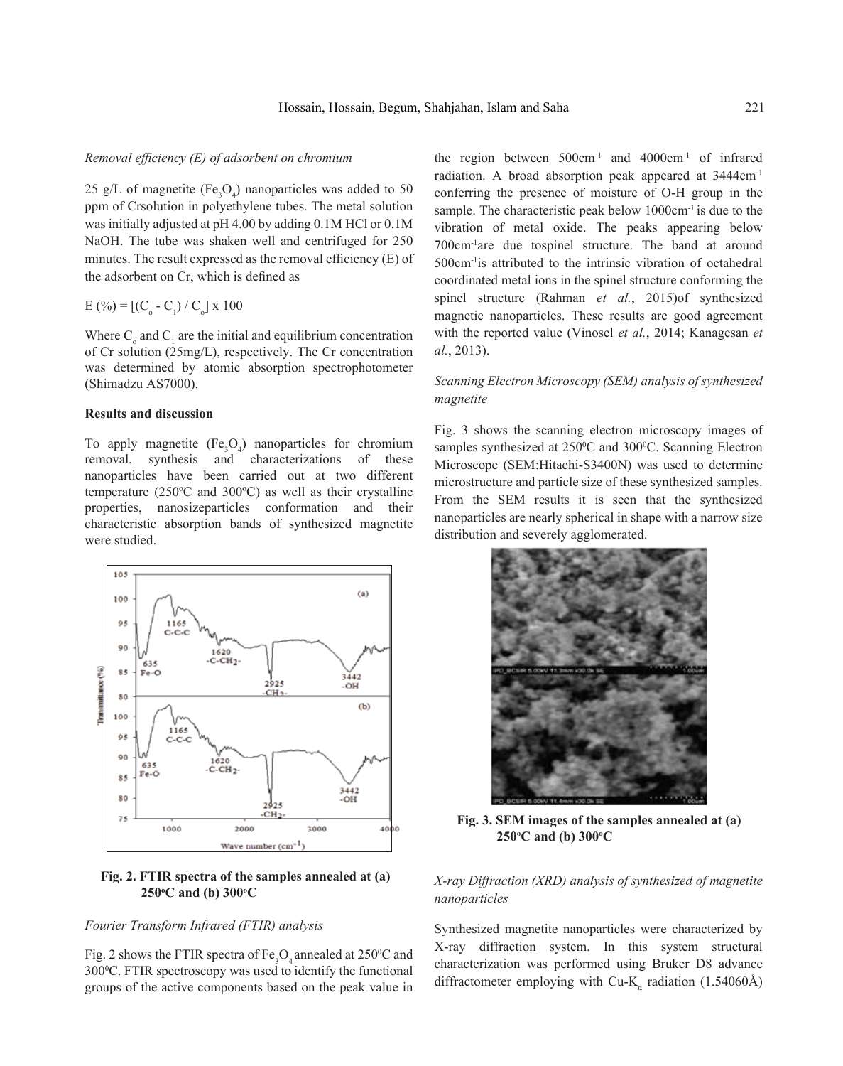*Removal efficiency (E) of adsorbent on chromium*

25 g/L of magnetite ($Fe_3O_4$) nanoparticles was added to 50 ppm of Crsolution in polyethylene tubes. The metal solution was initially adjusted at pH 4.00 by adding 0.1M HCl or 0.1M NaOH. The tube was shaken well and centrifuged for 250 minutes. The result expressed as the removal efficiency (E) of the adsorbent on Cr, which is defined as

$$E (\%) = [(C_o - C_1) / C_o] \times 100$$

Where $C_o$ and $C_1$ are the initial and equilibrium concentration of Cr solution (25mg/L), respectively. The Cr concentration was determined by atomic absorption spectrophotometer (Shimadzu AS7000).

## Results and discussion

To apply magnetite ($Fe_3O_4$) nanoparticles for chromium removal, synthesis and characterizations of these nanoparticles have been carried out at two different temperature (250ºC and 300ºC) as well as their crystalline properties, nanosizeparticles conformation and their characteristic absorption bands of synthesized magnetite were studied.

**Fig. 2. FTIR spectra of the samples annealed at (a) 250°C and (b) 300°C**

*Fourier Transform Infrared (FTIR) analysis*

Fig. 2 shows the FTIR spectra of $Fe_3O_4$ annealed at 250°C and 300°C. FTIR spectroscopy was used to identify the functional groups of the active components based on the peak value in the region between 500cm$^{-1}$ and 4000cm$^{-1}$ of infrared radiation. A broad absorption peak appeared at 3444cm$^{-1}$ conferring the presence of moisture of O-H group in the sample. The characteristic peak below 1000cm$^{-1}$ is due to the vibration of metal oxide. The peaks appearing below 700cm$^{-1}$are due tospinel structure. The band at around 500cm$^{-1}$is attributed to the intrinsic vibration of octahedral coordinated metal ions in the spinel structure conforming the spinel structure (Rahman *et al.*, 2015)of synthesized magnetic nanoparticles. These results are good agreement with the reported value (Vinosel *et al.*, 2014; Kanagesan *et al.*, 2013).

*Scanning Electron Microscopy (SEM) analysis of synthesized magnetite*

Fig. 3 shows the scanning electron microscopy images of samples synthesized at 250°C and 300°C. Scanning Electron Microscope (SEM:Hitachi-S3400N) was used to determine microstructure and particle size of these synthesized samples. From the SEM results it is seen that the synthesized nanoparticles are nearly spherical in shape with a narrow size distribution and severely agglomerated.

**Fig. 3. SEM images of the samples annealed at (a) 250°C and (b) 300°C**

*X-ray Diffraction (XRD) analysis of synthesized of magnetite nanoparticles*

Synthesized magnetite nanoparticles were characterized by X-ray diffraction system. In this system structural characterization was performed using Bruker D8 advance diffractometer employing with Cu-$K_\alpha$ radiation (1.54060Å)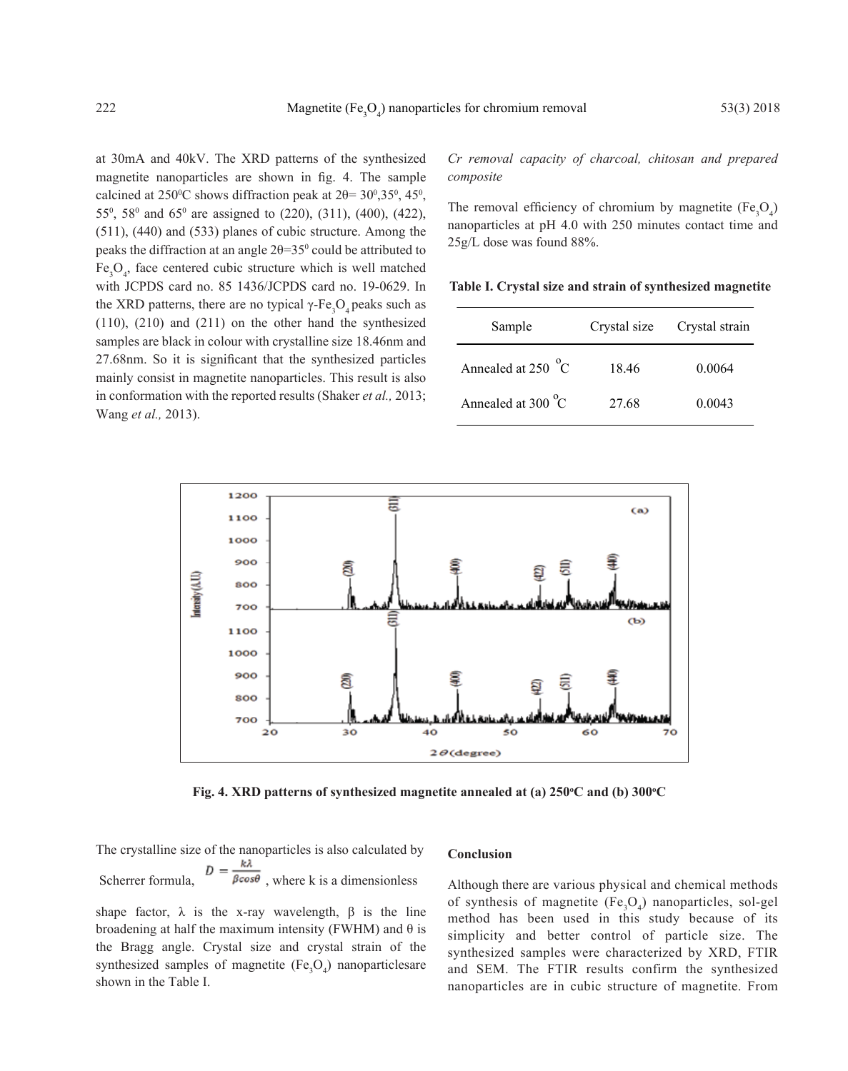at 30mA and 40kV. The XRD patterns of the synthesized magnetite nanoparticles are shown in fig. 4. The sample calcined at 250$^0$C shows diffraction peak at 2θ= 30$^0$,35$^0$, 45$^0$, 55$^0$, 58$^0$ and 65$^0$ are assigned to (220), (311), (400), (422), (511), (440) and (533) planes of cubic structure. Among the peaks the diffraction at an angle 2θ=35$^0$ could be attributed to $Fe_3O_4$, face centered cubic structure which is well matched with JCPDS card no. 85 1436/JCPDS card no. 19-0629. In the XRD patterns, there are no typical γ-$Fe_3O_4$ peaks such as (110), (210) and (211) on the other hand the synthesized samples are black in colour with crystalline size 18.46nm and 27.68nm. So it is significant that the synthesized particles mainly consist in magnetite nanoparticles. This result is also in conformation with the reported results (Shaker *et al.,* 2013; Wang *et al.,* 2013).

Fig. 4. XRD patterns of synthesized magnetite annealed at (a) 250$^o$C and (b) 300$^o$C

The crystalline size of the nanoparticles is also calculated by Scherrer formula, $D = \frac{k\lambda}{\beta cos\theta}$ , where k is a dimensionless shape factor, λ is the x-ray wavelength, β is the line broadening at half the maximum intensity (FWHM) and θ is the Bragg angle. Crystal size and crystal strain of the synthesized samples of magnetite ($Fe_3O_4$) nanoparticlesare shown in the Table I.

*Cr removal capacity of charcoal, chitosan and prepared composite*

The removal efficiency of chromium by magnetite ($Fe_3O_4$) nanoparticles at pH 4.0 with 250 minutes contact time and 25g/L dose was found 88%.

**Table I. Crystal size and strain of synthesized magnetite**

| Sample | Crystal size | Crystal strain |
|---|---|---|
| Annealed at 250 $^o$C | 18.46 | 0.0064 |
| Annealed at 300 $^o$C | 27.68 | 0.0043 |

**Conclusion**

Although there are various physical and chemical methods of synthesis of magnetite ($Fe_3O_4$) nanoparticles, sol-gel method has been used in this study because of its simplicity and better control of particle size. The synthesized samples were characterized by XRD, FTIR and SEM. The FTIR results confirm the synthesized nanoparticles are in cubic structure of magnetite. From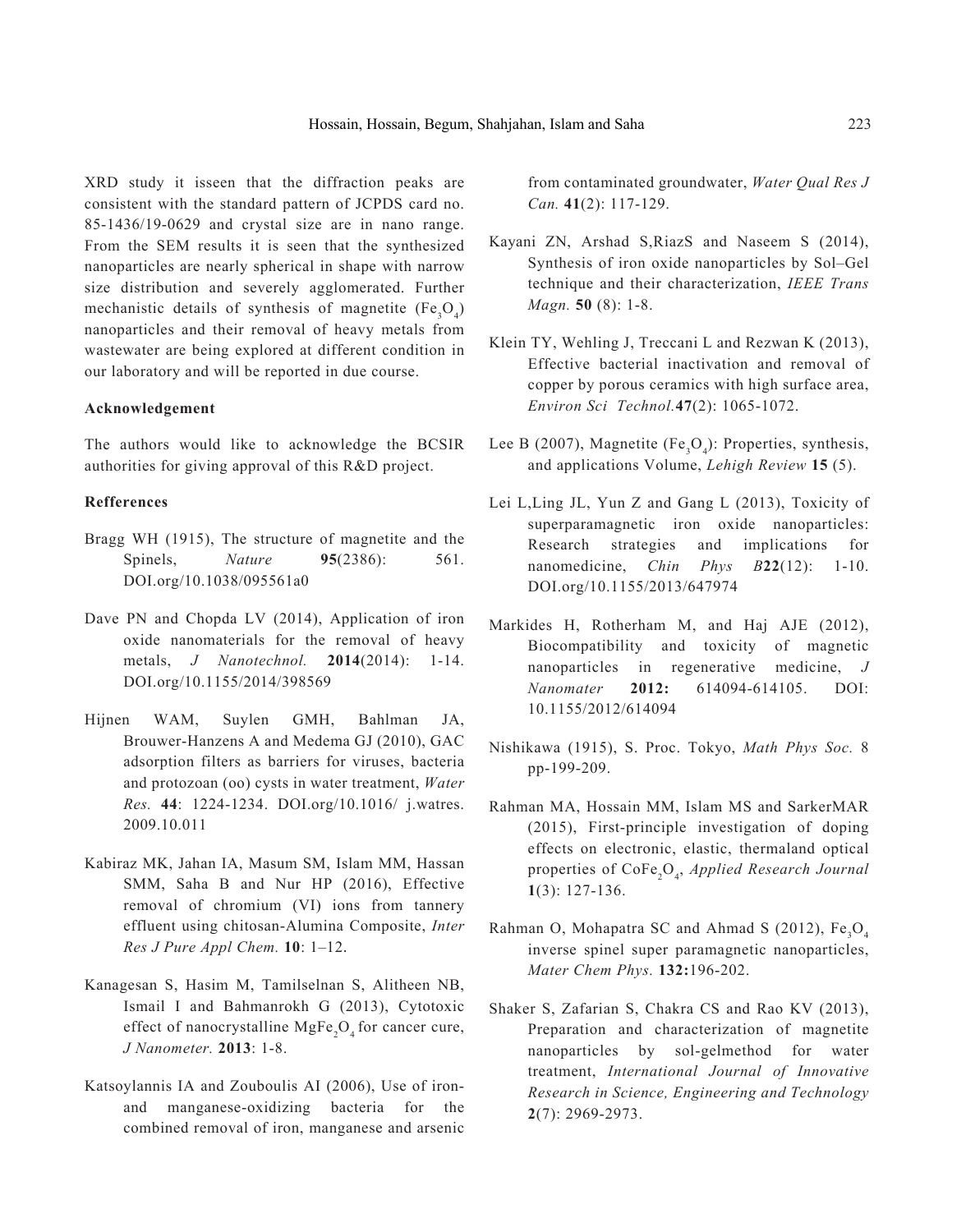XRD study it isseen that the diffraction peaks are consistent with the standard pattern of JCPDS card no. 85-1436/19-0629 and crystal size are in nano range. From the SEM results it is seen that the synthesized nanoparticles are nearly spherical in shape with narrow size distribution and severely agglomerated. Further mechanistic details of synthesis of magnetite ($Fe_3O_4$) nanoparticles and their removal of heavy metals from wastewater are being explored at different condition in our laboratory and will be reported in due course.

**Acknowledgement**

The authors would like to acknowledge the BCSIR authorities for giving approval of this R&D project.

**Refferences**

Bragg WH (1915), The structure of magnetite and the Spinels, *Nature* **95**(2386): 561. DOI.org/10.1038/095561a0

Dave PN and Chopda LV (2014), Application of iron oxide nanomaterials for the removal of heavy metals, *J Nanotechnol.* **2014**(2014): 1-14. DOI.org/10.1155/2014/398569

Hijnen WAM, Suylen GMH, Bahlman JA, Brouwer-Hanzens A and Medema GJ (2010), GAC adsorption filters as barriers for viruses, bacteria and protozoan (oo) cysts in water treatment, *Water Res.* **44**: 1224-1234. DOI.org/10.1016/ j.watres. 2009.10.011

Kabiraz MK, Jahan IA, Masum SM, Islam MM, Hassan SMM, Saha B and Nur HP (2016), Effective removal of chromium (VI) ions from tannery effluent using chitosan-Alumina Composite, *Inter Res J Pure Appl Chem.* **10**: 1–12.

Kanagesan S, Hasim M, Tamilselnan S, Alitheen NB, Ismail I and Bahmanrokh G (2013), Cytotoxic effect of nanocrystalline $MgFe_2O_4$ for cancer cure, *J Nanometer.* **2013**: 1-8.

Katsoylannis IA and Zouboulis AI (2006), Use of iron- and manganese-oxidizing bacteria for the combined removal of iron, manganese and arsenic from contaminated groundwater, *Water Qual Res J Can.* **41**(2): 117-129.

Kayani ZN, Arshad S,RiazS and Naseem S (2014), Synthesis of iron oxide nanoparticles by Sol–Gel technique and their characterization, *IEEE Trans Magn.* **50** (8): 1-8.

Klein TY, Wehling J, Treccani L and Rezwan K (2013), Effective bacterial inactivation and removal of copper by porous ceramics with high surface area, *Environ Sci Technol.***47**(2): 1065-1072.

Lee B (2007), Magnetite ($Fe_3O_4$): Properties, synthesis, and applications Volume, *Lehigh Review* **15** (5).

Lei L,Ling JL, Yun Z and Gang L (2013), Toxicity of superparamagnetic iron oxide nanoparticles: Research strategies and implications for nanomedicine, *Chin Phys B***22**(12): 1-10. DOI.org/10.1155/2013/647974

Markides H, Rotherham M, and Haj AJE (2012), Biocompatibility and toxicity of magnetic nanoparticles in regenerative medicine, *J Nanomater* **2012:** 614094-614105. DOI: 10.1155/2012/614094

Nishikawa (1915), S. Proc. Tokyo, *Math Phys Soc.* 8 pp-199-209.

Rahman MA, Hossain MM, Islam MS and SarkerMAR (2015), First-principle investigation of doping effects on electronic, elastic, thermaland optical properties of $CoFe_2O_4$, *Applied Research Journal* **1**(3): 127-136.

Rahman O, Mohapatra SC and Ahmad S (2012), $Fe_3O_4$ inverse spinel super paramagnetic nanoparticles, *Mater Chem Phys.* **132:**196-202.

Shaker S, Zafarian S, Chakra CS and Rao KV (2013), Preparation and characterization of magnetite nanoparticles by sol-gelmethod for water treatment, *International Journal of Innovative Research in Science, Engineering and Technology* **2**(7): 2969-2973.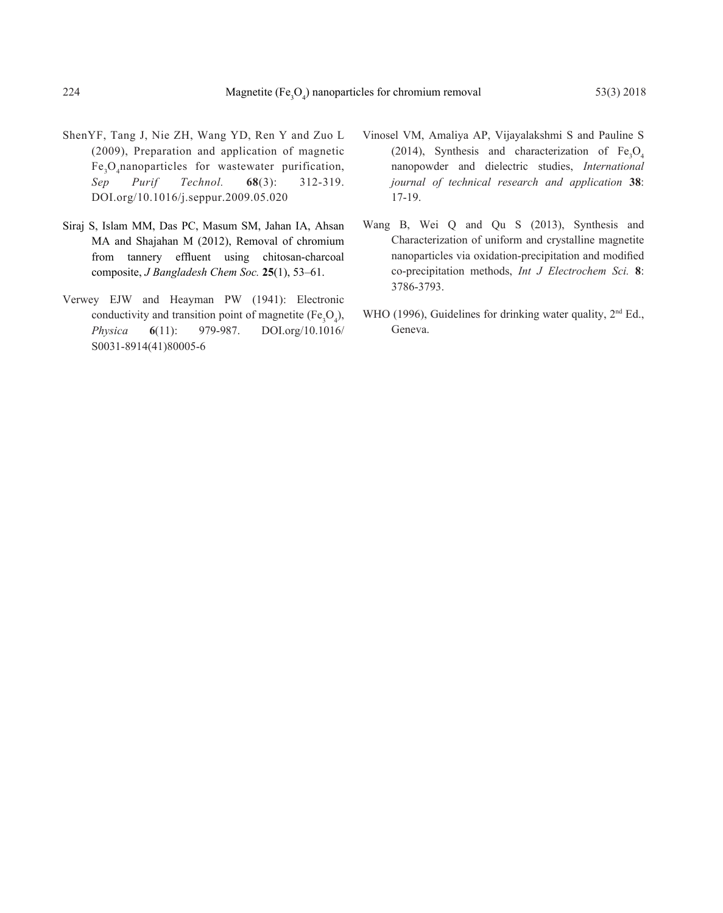ShenYF, Tang J, Nie ZH, Wang YD, Ren Y and Zuo L (2009), Preparation and application of magnetic $Fe_3O_4$nanoparticles for wastewater purification, *Sep Purif Technol.* **68**(3): 312-319. DOI.org/10.1016/j.seppur.2009.05.020

Siraj S, Islam MM, Das PC, Masum SM, Jahan IA, Ahsan MA and Shajahan M (2012), Removal of chromium from tannery effluent using chitosan-charcoal composite, *J Bangladesh Chem Soc.* **25**(1), 53–61.

Verwey EJW and Heayman PW (1941): Electronic conductivity and transition point of magnetite ($Fe_3O_4$), *Physica* **6**(11): 979-987. DOI.org/10.1016/S0031-8914(41)80005-6

Vinosel VM, Amaliya AP, Vijayalakshmi S and Pauline S (2014), Synthesis and characterization of $Fe_3O_4$ nanopowder and dielectric studies, *International journal of technical research and application* **38**: 17-19.

Wang B, Wei Q and Qu S (2013), Synthesis and Characterization of uniform and crystalline magnetite nanoparticles via oxidation-precipitation and modified co-precipitation methods, *Int J Electrochem Sci.* **8**: 3786-3793.

WHO (1996), Guidelines for drinking water quality, 2nd Ed., Geneva.